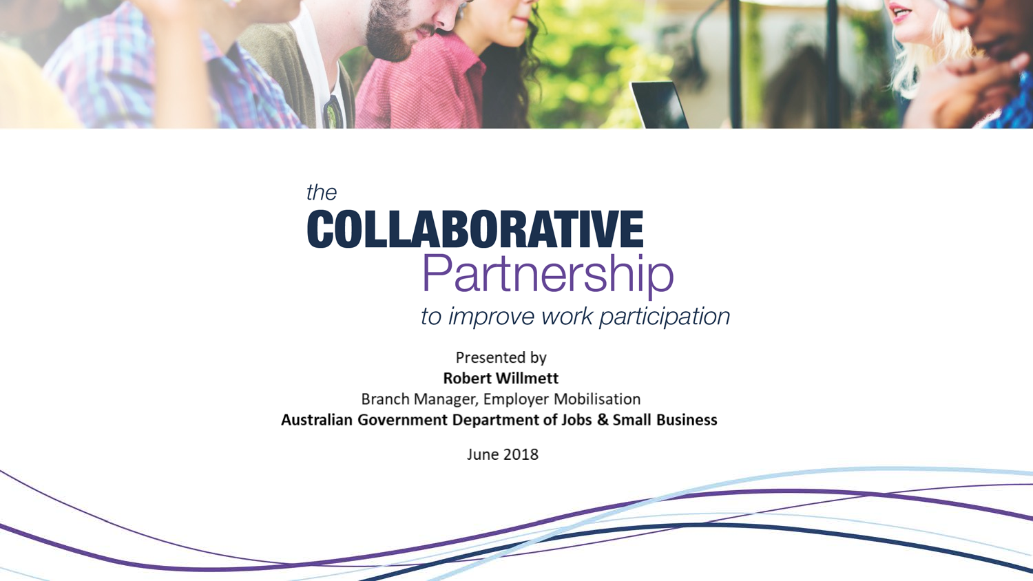# the COLLABORATIVE Partnership

## *to improve work participation*

Presented by

**Robert Willmett**

Branch Manager, Employer Mobilisation

**Australian Government Department of Jobs & Small Business**

June 2018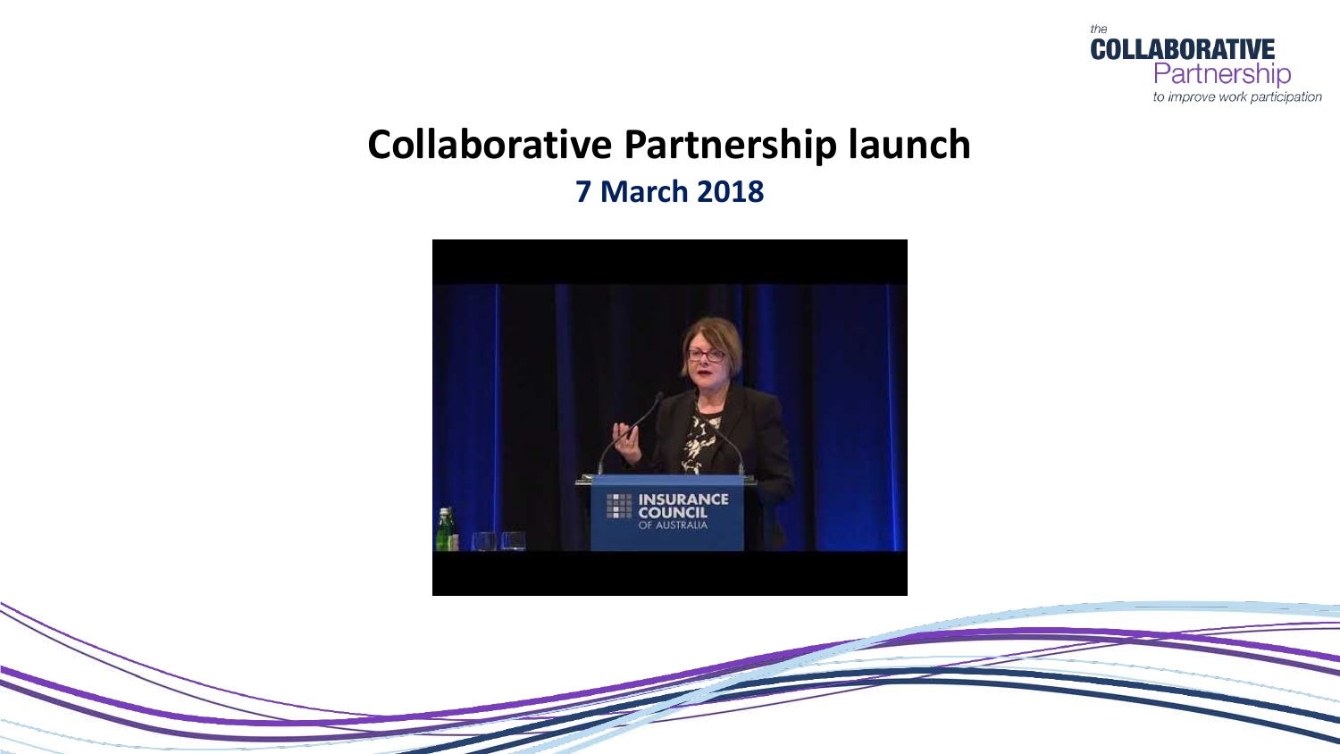# Collaborative Partnership launch

## 7 March 2018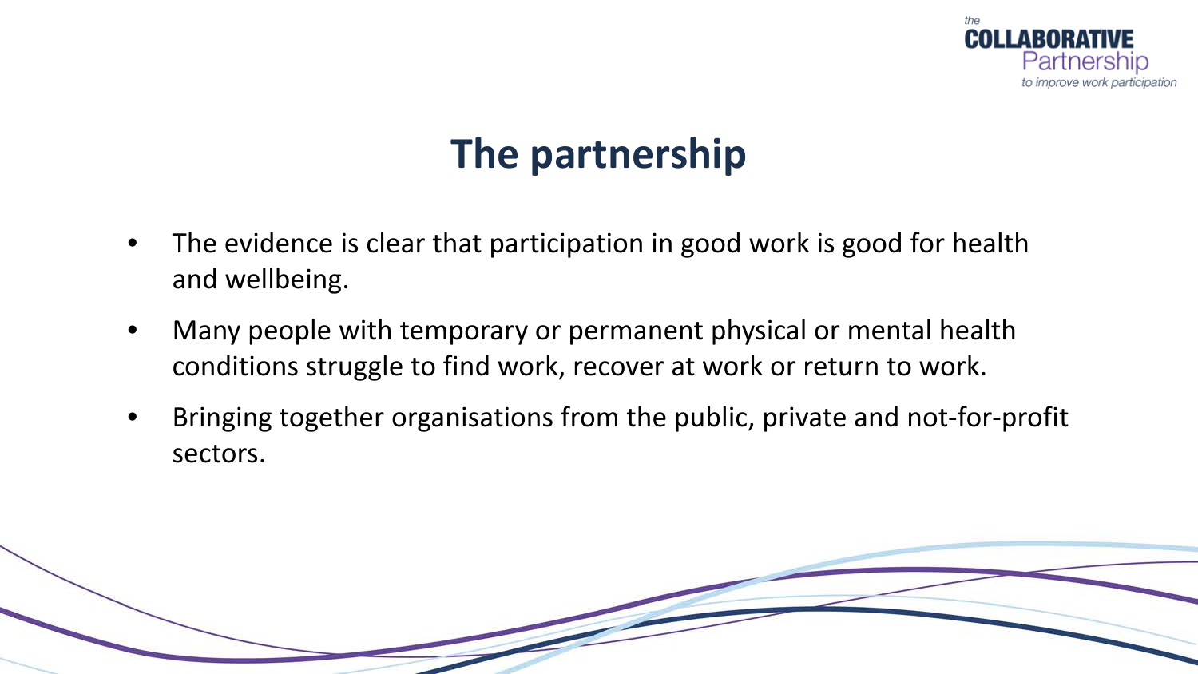# The partnership

- The evidence is clear that participation in good work is good for health and wellbeing.
- Many people with temporary or permanent physical or mental health conditions struggle to find work, recover at work or return to work.
- Bringing together organisations from the public, private and not-for-profit sectors.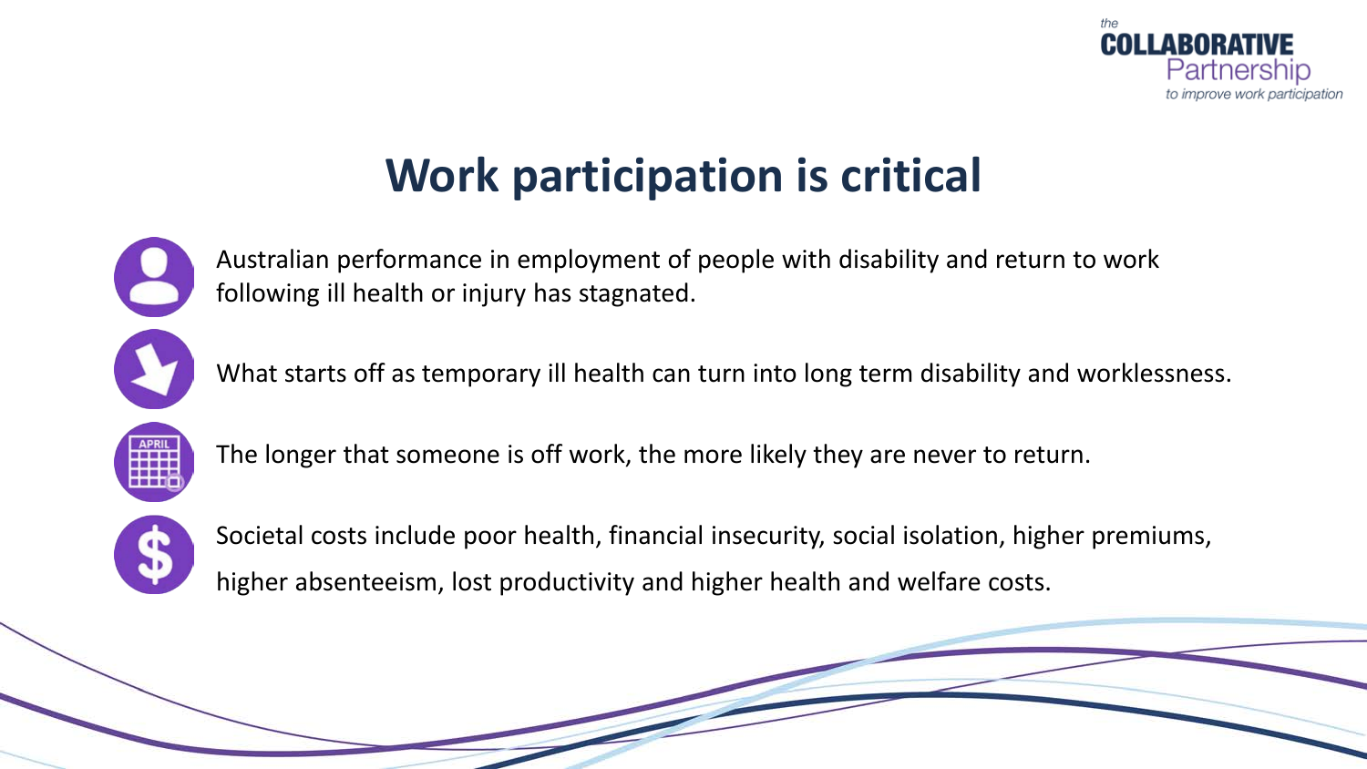# Work participation is critical

- Australian performance in employment of people with disability and return to work following ill health or injury has stagnated.
- What starts off as temporary ill health can turn into long term disability and worklessness.
- The longer that someone is off work, the more likely they are never to return.
- Societal costs include poor health, financial insecurity, social isolation, higher premiums, higher absenteeism, lost productivity and higher health and welfare costs.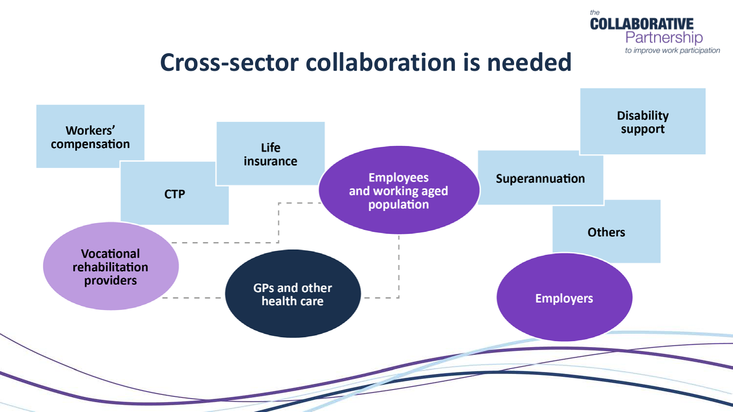# Cross-sector collaboration is needed

the COLLABORATIVE Partnership to improve work participation

- Workers' compensation
- CTP
- Life insurance
- Employees and working aged population
- Disability support
- Superannuation
- Others
- Vocational rehabilitation providers
- GPs and other health care
- Employers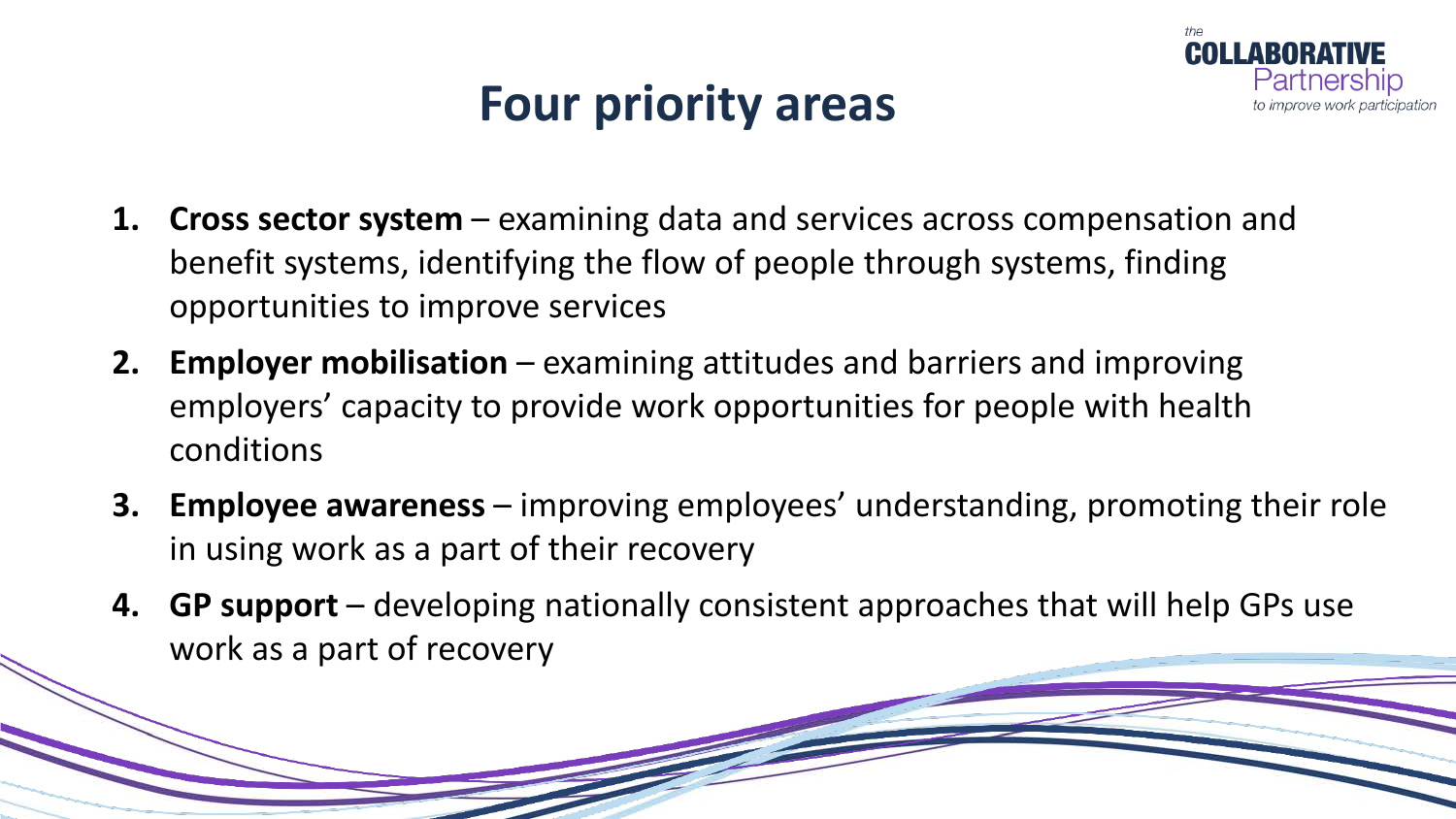# Four priority areas

1. **Cross sector system** – examining data and services across compensation and benefit systems, identifying the flow of people through systems, finding opportunities to improve services
2. **Employer mobilisation** – examining attitudes and barriers and improving employers' capacity to provide work opportunities for people with health conditions
3. **Employee awareness** – improving employees' understanding, promoting their role in using work as a part of their recovery
4. **GP support** – developing nationally consistent approaches that will help GPs use work as a part of recovery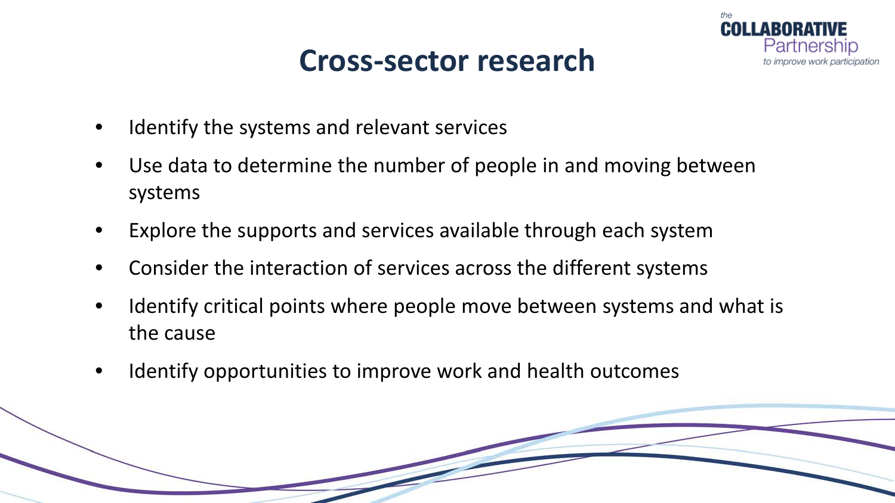# Cross-sector research

- Identify the systems and relevant services
- Use data to determine the number of people in and moving between systems
- Explore the supports and services available through each system
- Consider the interaction of services across the different systems
- Identify critical points where people move between systems and what is the cause
- Identify opportunities to improve work and health outcomes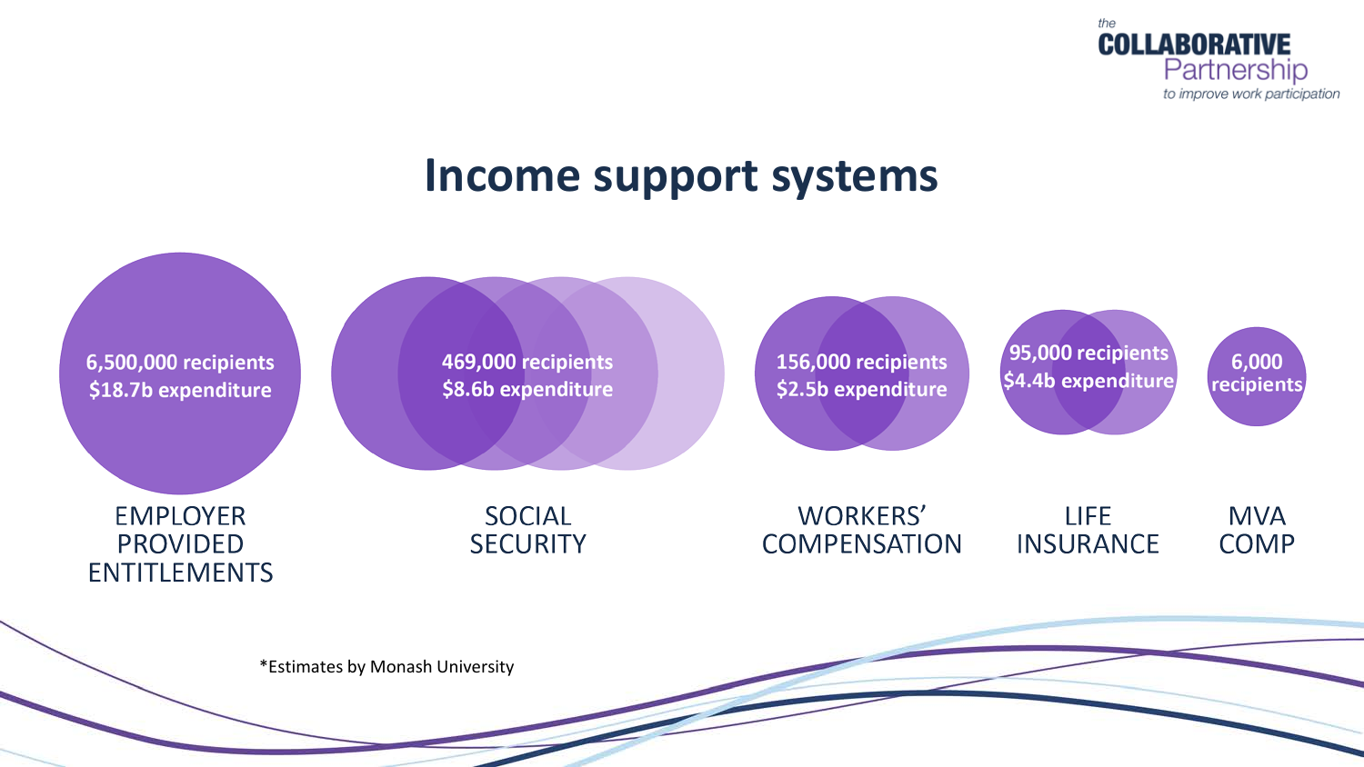# Income support systems

| | EMPLOYER PROVIDED ENTITLEMENTS | SOCIAL SECURITY | WORKERS' COMPENSATION | LIFE INSURANCE | MVA COMP |
|---|---|---|---|---|---|
| Recipients | 6,500,000 recipients | 469,000 recipients | 156,000 recipients | 95,000 recipients | 6,000 recipients |
| Expenditure | $18.7b expenditure | $8.6b expenditure | $2.5b expenditure | $4.4b expenditure | |

*Estimates by Monash University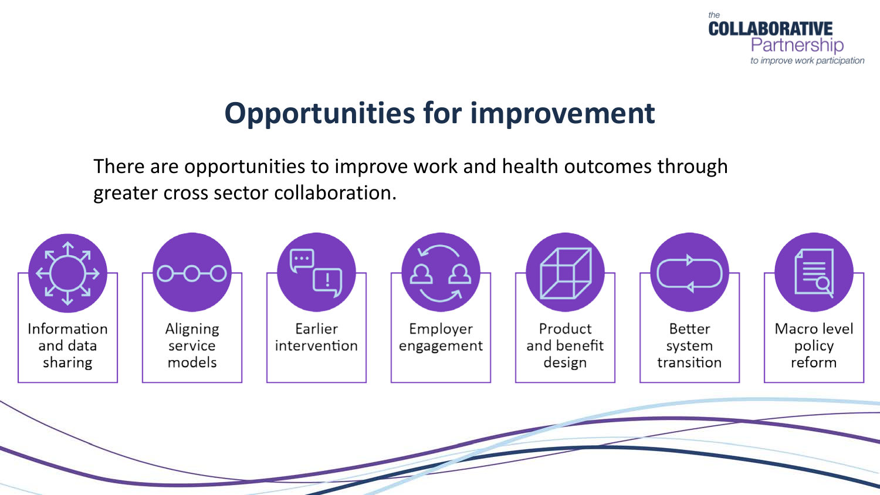# Opportunities for improvement

There are opportunities to improve work and health outcomes through greater cross sector collaboration.

- Information and data sharing
- Aligning service models
- Earlier intervention
- Employer engagement
- Product and benefit design
- Better system transition
- Macro level policy reform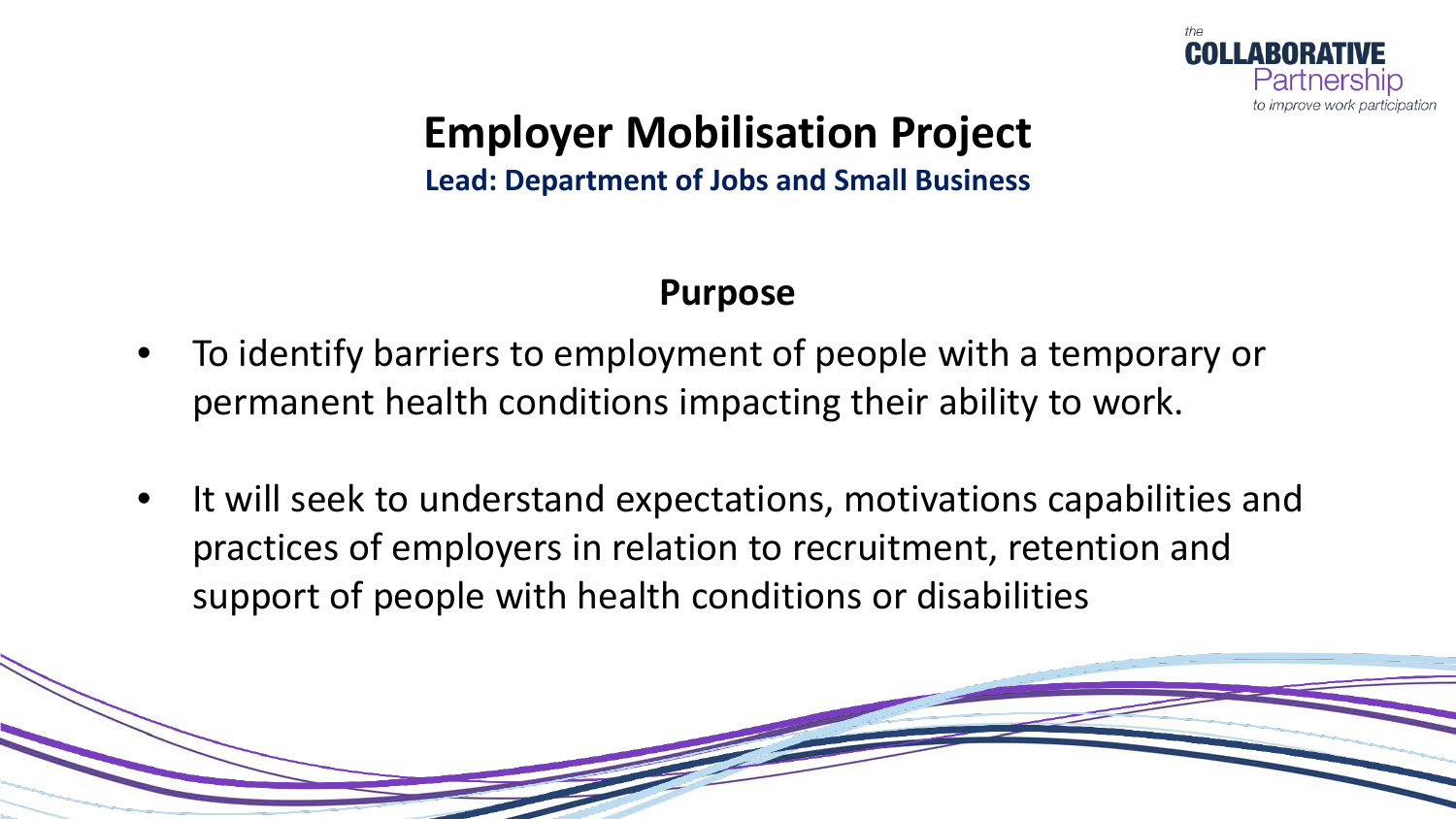# Employer Mobilisation Project

**Lead: Department of Jobs and Small Business**

## Purpose

- To identify barriers to employment of people with a temporary or permanent health conditions impacting their ability to work.
- It will seek to understand expectations, motivations capabilities and practices of employers in relation to recruitment, retention and support of people with health conditions or disabilities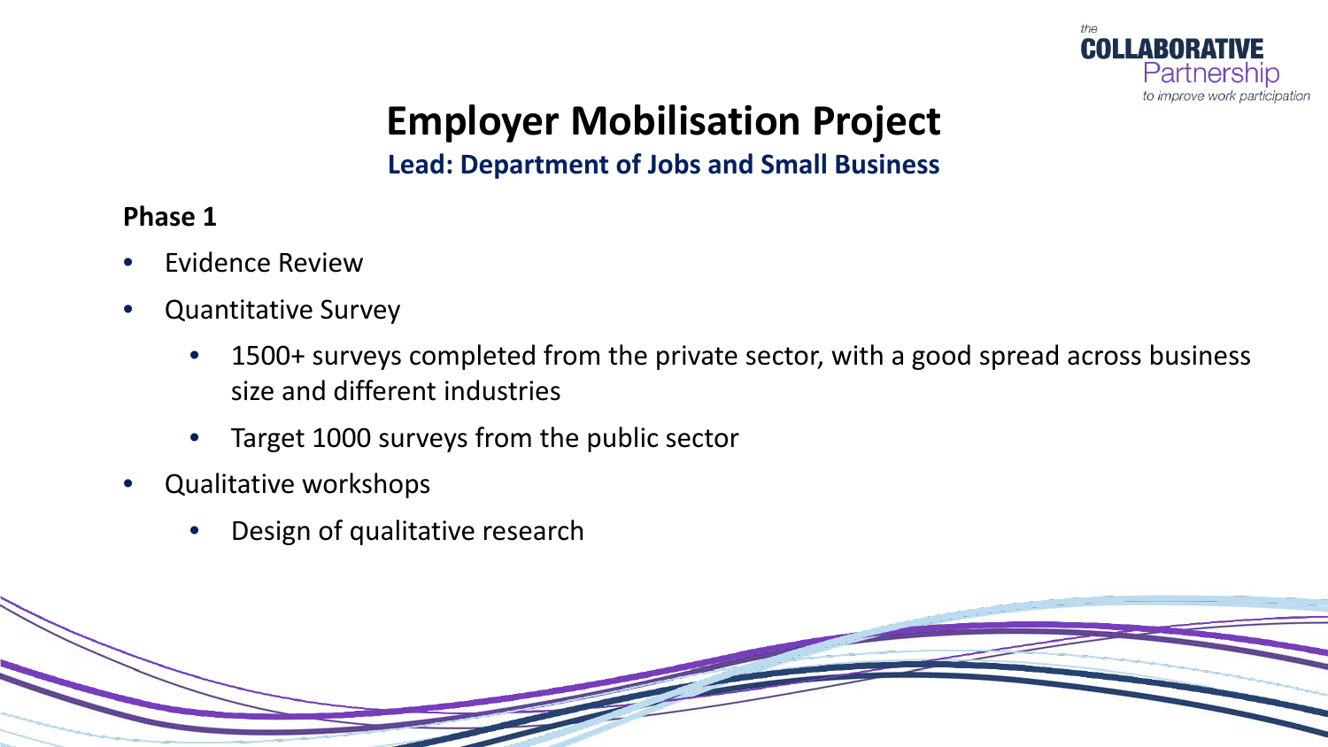# Employer Mobilisation Project

**Lead: Department of Jobs and Small Business**

**Phase 1**

- Evidence Review
- Quantitative Survey
  - 1500+ surveys completed from the private sector, with a good spread across business size and different industries
  - Target 1000 surveys from the public sector
- Qualitative workshops
  - Design of qualitative research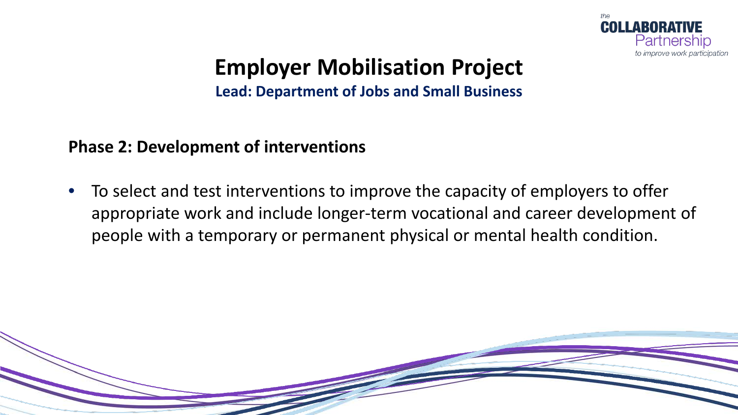# Employer Mobilisation Project

**Lead: Department of Jobs and Small Business**

**Phase 2: Development of interventions**

- To select and test interventions to improve the capacity of employers to offer appropriate work and include longer-term vocational and career development of people with a temporary or permanent physical or mental health condition.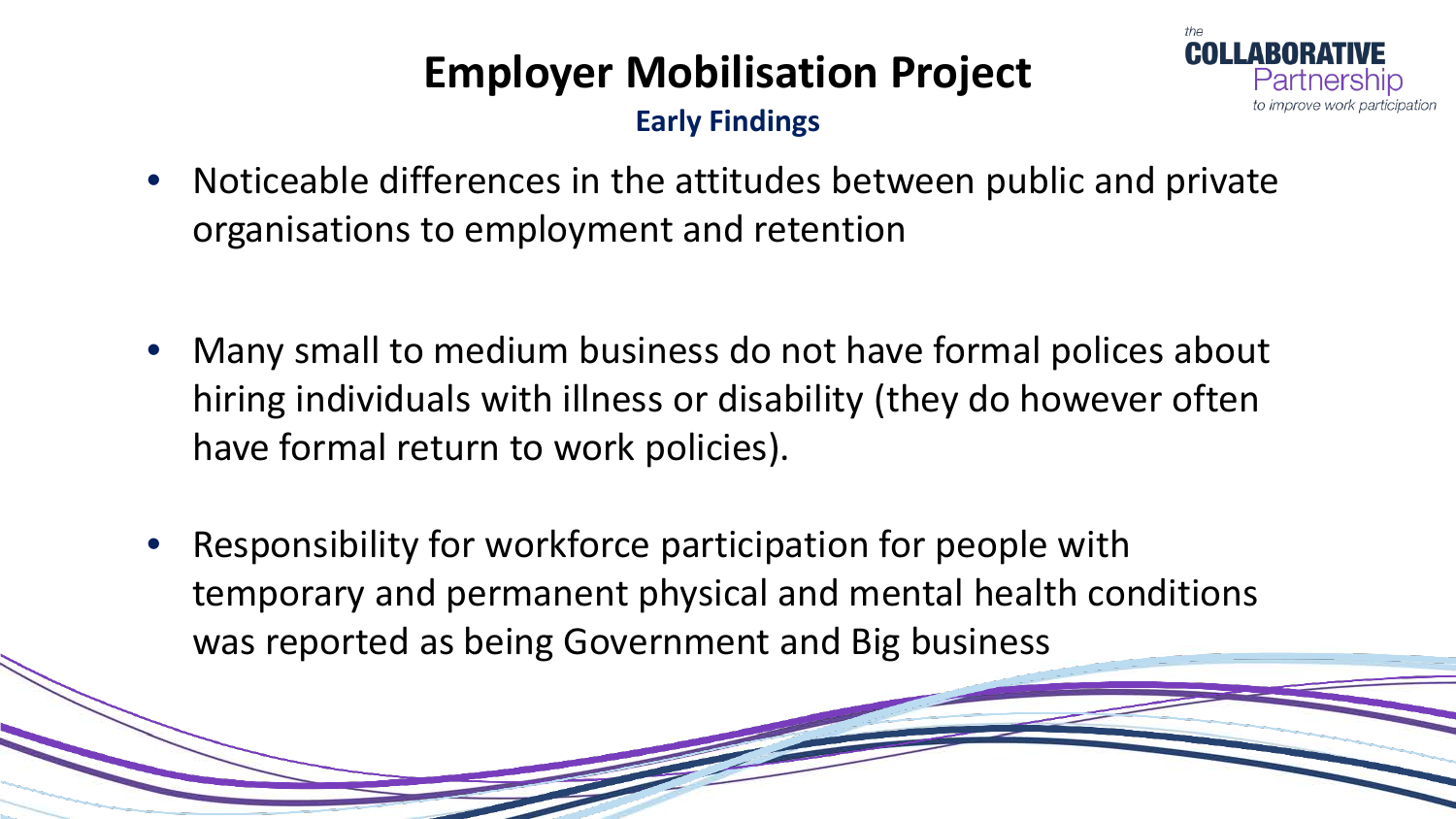# Employer Mobilisation Project

## Early Findings

- Noticeable differences in the attitudes between public and private organisations to employment and retention
- Many small to medium business do not have formal polices about hiring individuals with illness or disability (they do however often have formal return to work policies).
- Responsibility for workforce participation for people with temporary and permanent physical and mental health conditions was reported as being Government and Big business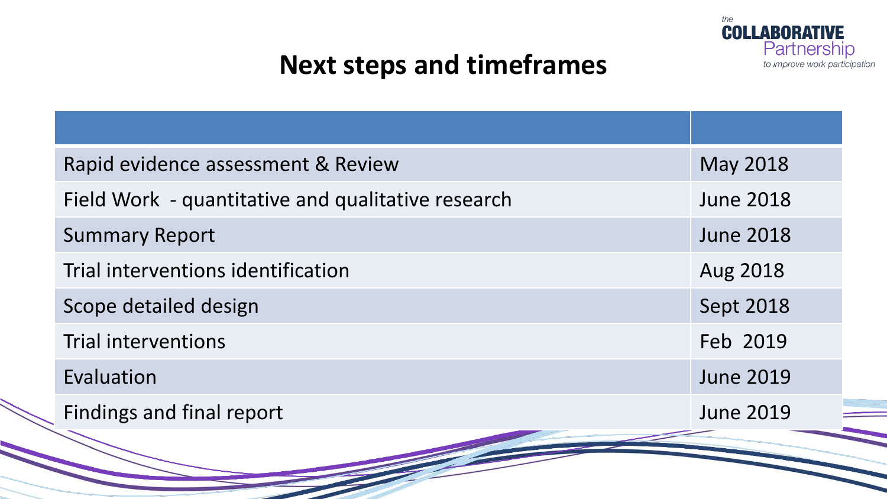## Next steps and timeframes

| | |
|---|---|
| Rapid evidence assessment & Review | May 2018 |
| Field Work - quantitative and qualitative research | June 2018 |
| Summary Report | June 2018 |
| Trial interventions identification | Aug 2018 |
| Scope detailed design | Sept 2018 |
| Trial interventions | Feb 2019 |
| Evaluation | June 2019 |
| Findings and final report | June 2019 |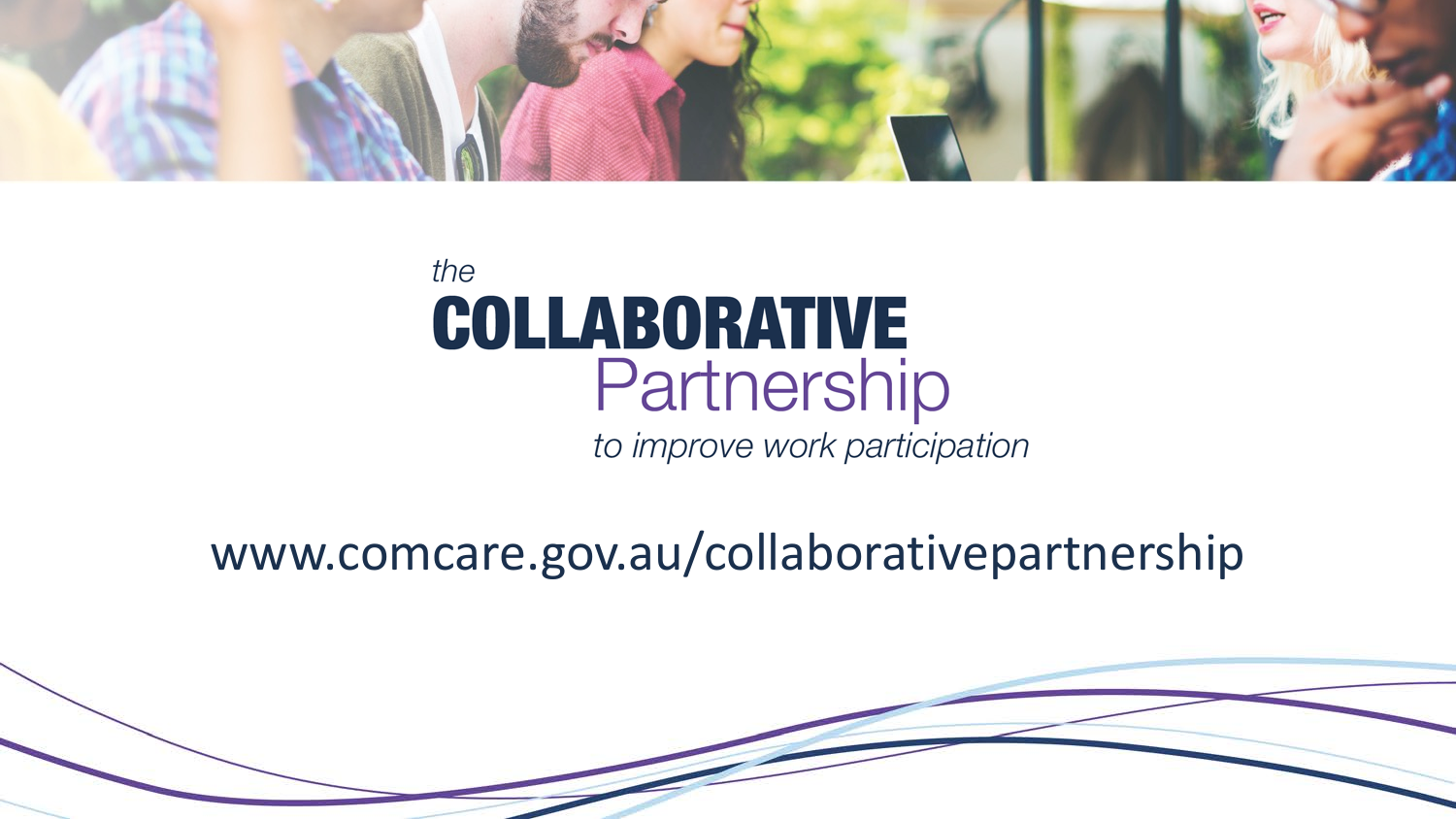*the*

**COLLABORATIVE**

Partnership

*to improve work participation*

www.comcare.gov.au/collaborativepartnership